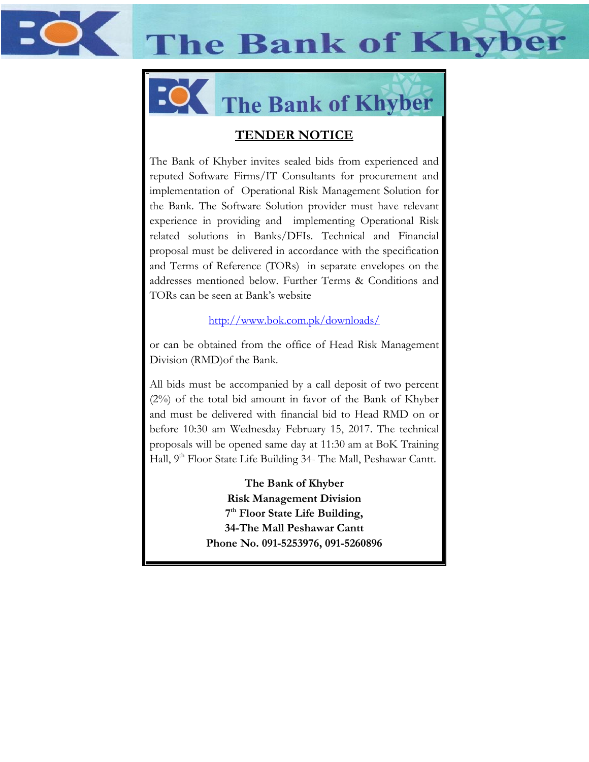# The Bank of Khyber

## The Bank of Khyber

## TENDER NOTICE

The Bank of Khyber invites sealed bids from experienced and reputed Software Firms/IT Consultants for procurement and implementation of Operational Risk Management Solution for the Bank. The Software Solution provider must have relevant experience in providing and implementing Operational Risk related solutions in Banks/DFIs. Technical and Financial proposal must be delivered in accordance with the specification and Terms of Reference (TORs) in separate envelopes on the addresses mentioned below. Further Terms & Conditions and TORs can be seen at Bank's website

http://www.bok.com.pk/downloads/

or can be obtained from the office of Head Risk Management Division (RMD)of the Bank.

All bids must be accompanied by a call deposit of two percent (2%) of the total bid amount in favor of the Bank of Khyber and must be delivered with financial bid to Head RMD on or before 10:30 am Wednesday February 15, 2017. The technical proposals will be opened same day at 11:30 am at BoK Training Hall, 9th Floor State Life Building 34- The Mall, Peshawar Cantt.

**The Bank of Khyber**
**Risk Management Division**
**7th Floor State Life Building,**
**34-The Mall Peshawar Cantt**
**Phone No. 091-5253976, 091-5260896**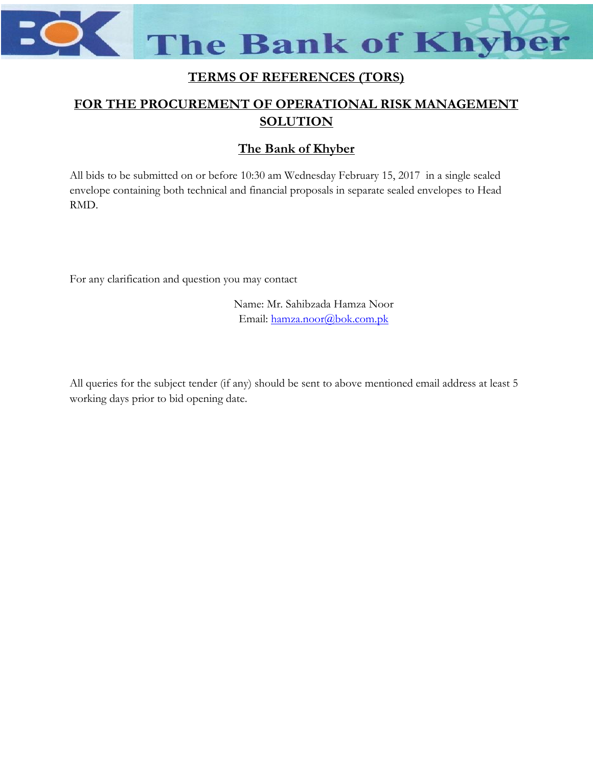# The Bank of Khyber

## TERMS OF REFERENCES (TORS)

## FOR THE PROCUREMENT OF OPERATIONAL RISK MANAGEMENT SOLUTION

## The Bank of Khyber

All bids to be submitted on or before 10:30 am Wednesday February 15, 2017 in a single sealed envelope containing both technical and financial proposals in separate sealed envelopes to Head RMD.

For any clarification and question you may contact

Name: Mr. Sahibzada Hamza Noor
Email: hamza.noor@bok.com.pk

All queries for the subject tender (if any) should be sent to above mentioned email address at least 5 working days prior to bid opening date.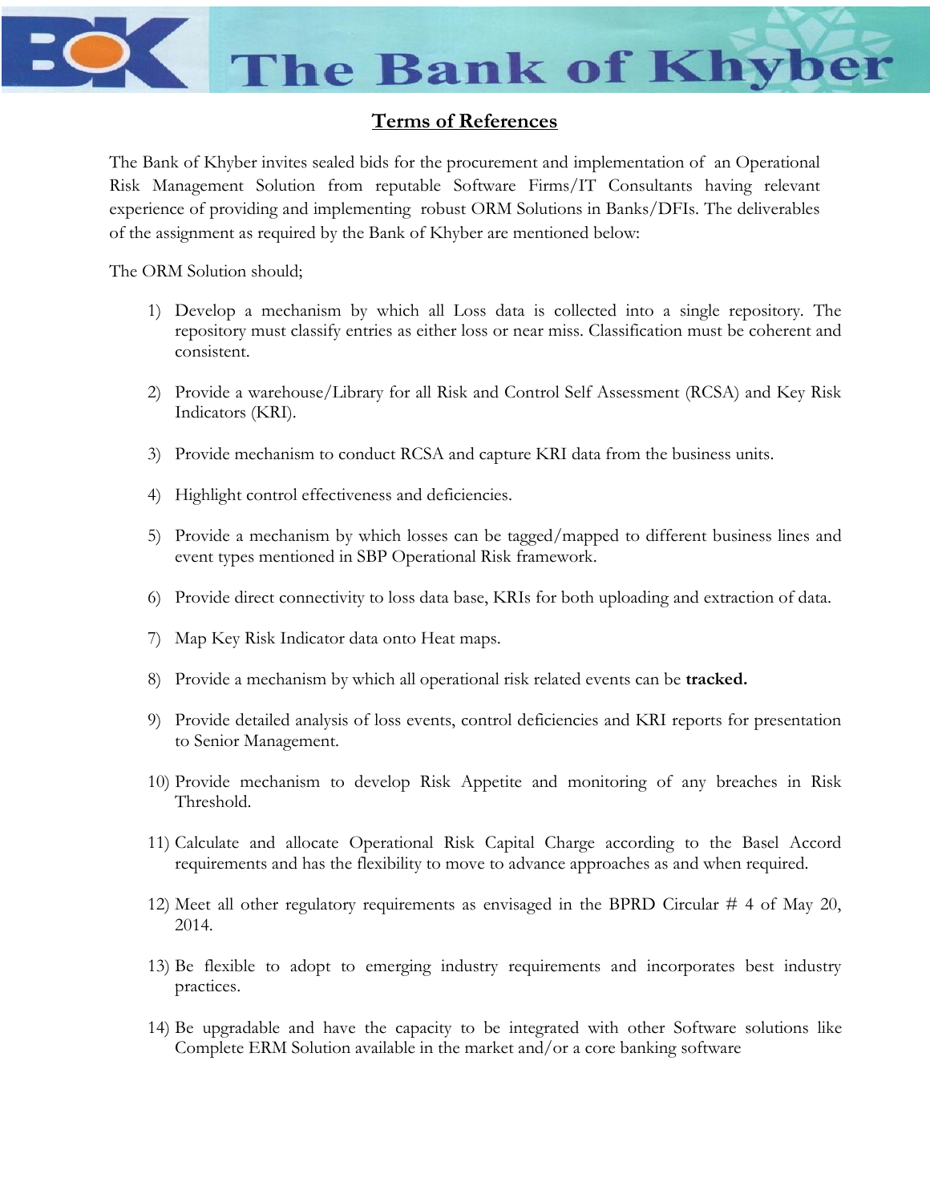## Terms of References

The Bank of Khyber invites sealed bids for the procurement and implementation of an Operational Risk Management Solution from reputable Software Firms/IT Consultants having relevant experience of providing and implementing robust ORM Solutions in Banks/DFIs. The deliverables of the assignment as required by the Bank of Khyber are mentioned below:

The ORM Solution should;

1) Develop a mechanism by which all Loss data is collected into a single repository. The repository must classify entries as either loss or near miss. Classification must be coherent and consistent.

2) Provide a warehouse/Library for all Risk and Control Self Assessment (RCSA) and Key Risk Indicators (KRI).

3) Provide mechanism to conduct RCSA and capture KRI data from the business units.

4) Highlight control effectiveness and deficiencies.

5) Provide a mechanism by which losses can be tagged/mapped to different business lines and event types mentioned in SBP Operational Risk framework.

6) Provide direct connectivity to loss data base, KRIs for both uploading and extraction of data.

7) Map Key Risk Indicator data onto Heat maps.

8) Provide a mechanism by which all operational risk related events can be **tracked.**

9) Provide detailed analysis of loss events, control deficiencies and KRI reports for presentation to Senior Management.

10) Provide mechanism to develop Risk Appetite and monitoring of any breaches in Risk Threshold.

11) Calculate and allocate Operational Risk Capital Charge according to the Basel Accord requirements and has the flexibility to move to advance approaches as and when required.

12) Meet all other regulatory requirements as envisaged in the BPRD Circular # 4 of May 20, 2014.

13) Be flexible to adopt to emerging industry requirements and incorporates best industry practices.

14) Be upgradable and have the capacity to be integrated with other Software solutions like Complete ERM Solution available in the market and/or a core banking software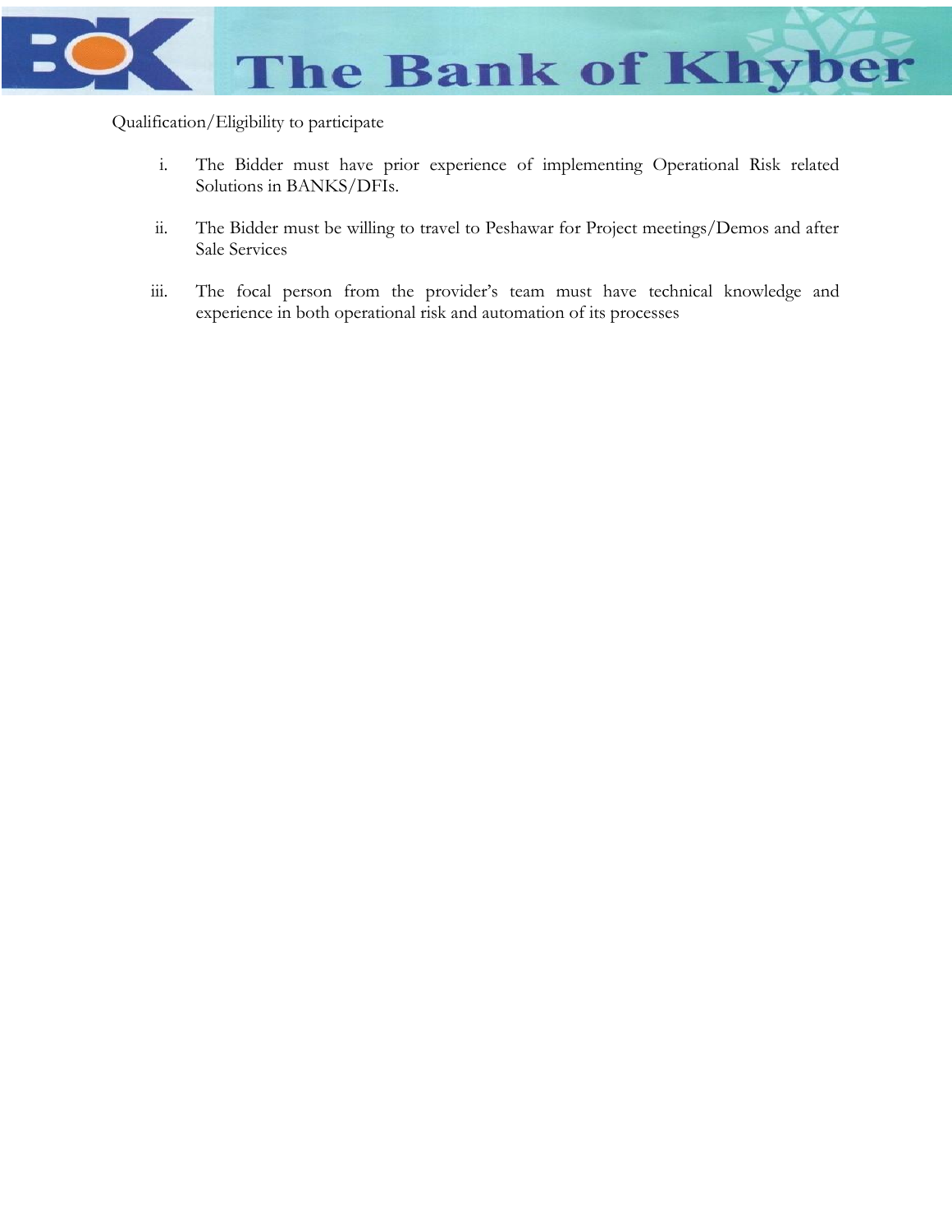Qualification/Eligibility to participate

i. The Bidder must have prior experience of implementing Operational Risk related Solutions in BANKS/DFIs.

ii. The Bidder must be willing to travel to Peshawar for Project meetings/Demos and after Sale Services

iii. The focal person from the provider's team must have technical knowledge and experience in both operational risk and automation of its processes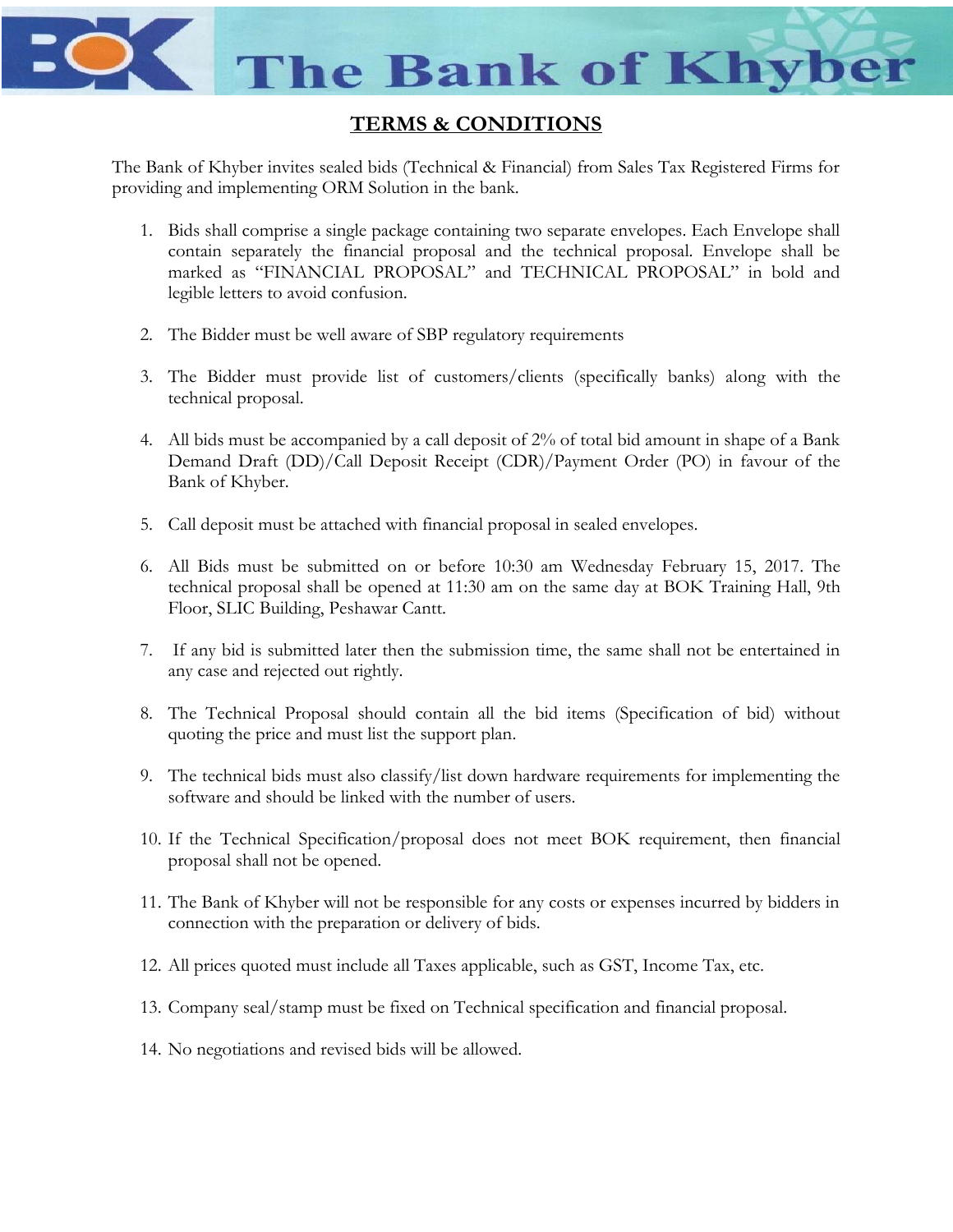# The Bank of Khyber

## TERMS & CONDITIONS

The Bank of Khyber invites sealed bids (Technical & Financial) from Sales Tax Registered Firms for providing and implementing ORM Solution in the bank.

1. Bids shall comprise a single package containing two separate envelopes. Each Envelope shall contain separately the financial proposal and the technical proposal. Envelope shall be marked as "FINANCIAL PROPOSAL" and TECHNICAL PROPOSAL" in bold and legible letters to avoid confusion.

2. The Bidder must be well aware of SBP regulatory requirements

3. The Bidder must provide list of customers/clients (specifically banks) along with the technical proposal.

4. All bids must be accompanied by a call deposit of 2% of total bid amount in shape of a Bank Demand Draft (DD)/Call Deposit Receipt (CDR)/Payment Order (PO) in favour of the Bank of Khyber.

5. Call deposit must be attached with financial proposal in sealed envelopes.

6. All Bids must be submitted on or before 10:30 am Wednesday February 15, 2017. The technical proposal shall be opened at 11:30 am on the same day at BOK Training Hall, 9th Floor, SLIC Building, Peshawar Cantt.

7. If any bid is submitted later then the submission time, the same shall not be entertained in any case and rejected out rightly.

8. The Technical Proposal should contain all the bid items (Specification of bid) without quoting the price and must list the support plan.

9. The technical bids must also classify/list down hardware requirements for implementing the software and should be linked with the number of users.

10. If the Technical Specification/proposal does not meet BOK requirement, then financial proposal shall not be opened.

11. The Bank of Khyber will not be responsible for any costs or expenses incurred by bidders in connection with the preparation or delivery of bids.

12. All prices quoted must include all Taxes applicable, such as GST, Income Tax, etc.

13. Company seal/stamp must be fixed on Technical specification and financial proposal.

14. No negotiations and revised bids will be allowed.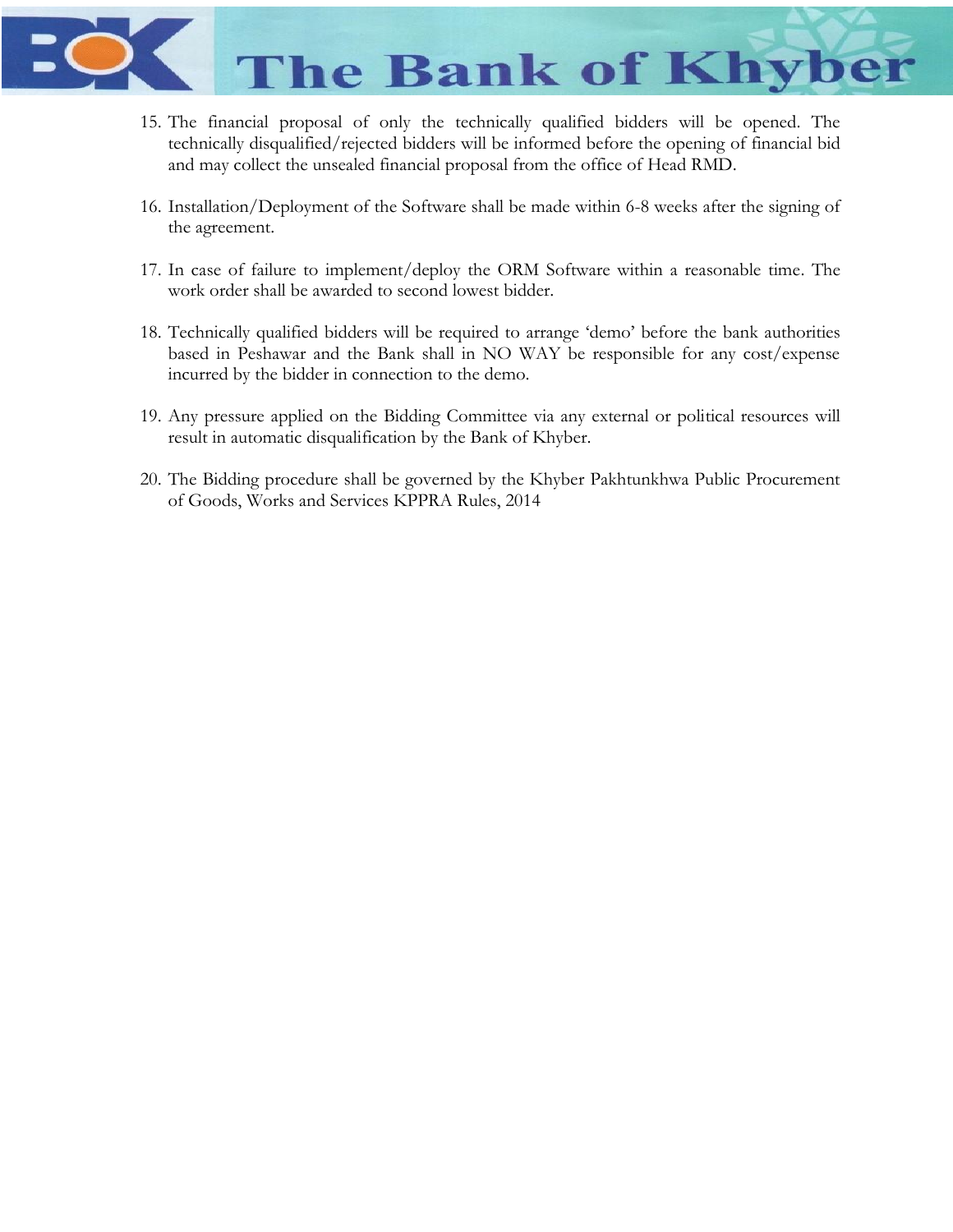15. The financial proposal of only the technically qualified bidders will be opened. The technically disqualified/rejected bidders will be informed before the opening of financial bid and may collect the unsealed financial proposal from the office of Head RMD.

16. Installation/Deployment of the Software shall be made within 6-8 weeks after the signing of the agreement.

17. In case of failure to implement/deploy the ORM Software within a reasonable time. The work order shall be awarded to second lowest bidder.

18. Technically qualified bidders will be required to arrange 'demo' before the bank authorities based in Peshawar and the Bank shall in NO WAY be responsible for any cost/expense incurred by the bidder in connection to the demo.

19. Any pressure applied on the Bidding Committee via any external or political resources will result in automatic disqualification by the Bank of Khyber.

20. The Bidding procedure shall be governed by the Khyber Pakhtunkhwa Public Procurement of Goods, Works and Services KPPRA Rules, 2014